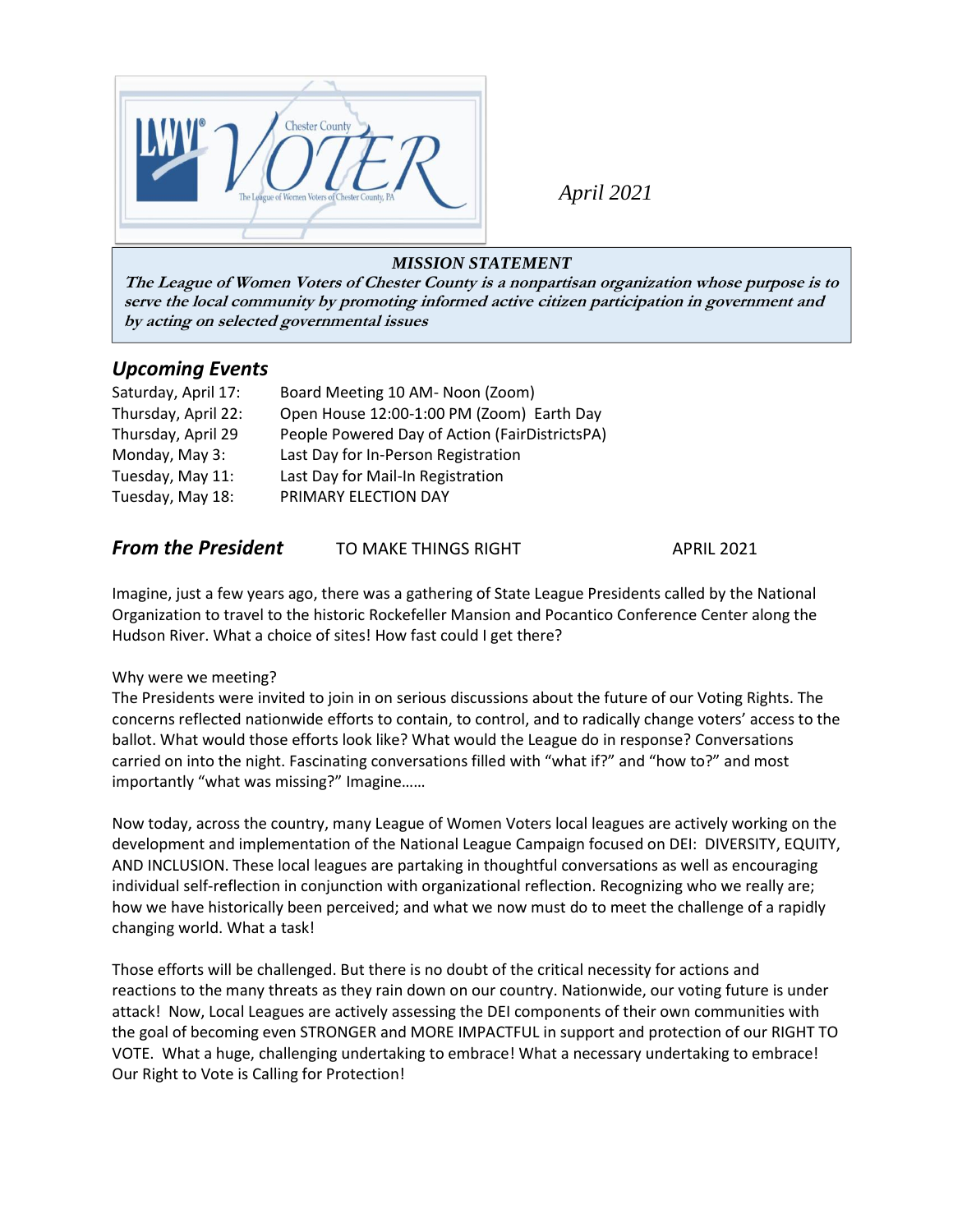LWV Chester County VOTER
The League of Women Voters of Chester County, PA

*April 2021*

***MISSION STATEMENT***

***The League of Women Voters of Chester County is a nonpartisan organization whose purpose is to serve the local community by promoting informed active citizen participation in government and by acting on selected governmental issues***

## *Upcoming Events*

| | |
|---|---|
| Saturday, April 17: | Board Meeting 10 AM- Noon (Zoom) |
| Thursday, April 22: | Open House 12:00-1:00 PM (Zoom) Earth Day |
| Thursday, April 29 | People Powered Day of Action (FairDistrictsPA) |
| Monday, May 3: | Last Day for In-Person Registration |
| Tuesday, May 11: | Last Day for Mail-In Registration |
| Tuesday, May 18: | PRIMARY ELECTION DAY |

## *From the President* TO MAKE THINGS RIGHT APRIL 2021

Imagine, just a few years ago, there was a gathering of State League Presidents called by the National Organization to travel to the historic Rockefeller Mansion and Pocantico Conference Center along the Hudson River. What a choice of sites! How fast could I get there?

Why were we meeting?
The Presidents were invited to join in on serious discussions about the future of our Voting Rights. The concerns reflected nationwide efforts to contain, to control, and to radically change voters' access to the ballot. What would those efforts look like? What would the League do in response? Conversations carried on into the night. Fascinating conversations filled with "what if?" and "how to?" and most importantly "what was missing?" Imagine……

Now today, across the country, many League of Women Voters local leagues are actively working on the development and implementation of the National League Campaign focused on DEI: DIVERSITY, EQUITY, AND INCLUSION. These local leagues are partaking in thoughtful conversations as well as encouraging individual self-reflection in conjunction with organizational reflection. Recognizing who we really are; how we have historically been perceived; and what we now must do to meet the challenge of a rapidly changing world. What a task!

Those efforts will be challenged. But there is no doubt of the critical necessity for actions and reactions to the many threats as they rain down on our country. Nationwide, our voting future is under attack! Now, Local Leagues are actively assessing the DEI components of their own communities with the goal of becoming even STRONGER and MORE IMPACTFUL in support and protection of our RIGHT TO VOTE. What a huge, challenging undertaking to embrace! What a necessary undertaking to embrace! Our Right to Vote is Calling for Protection!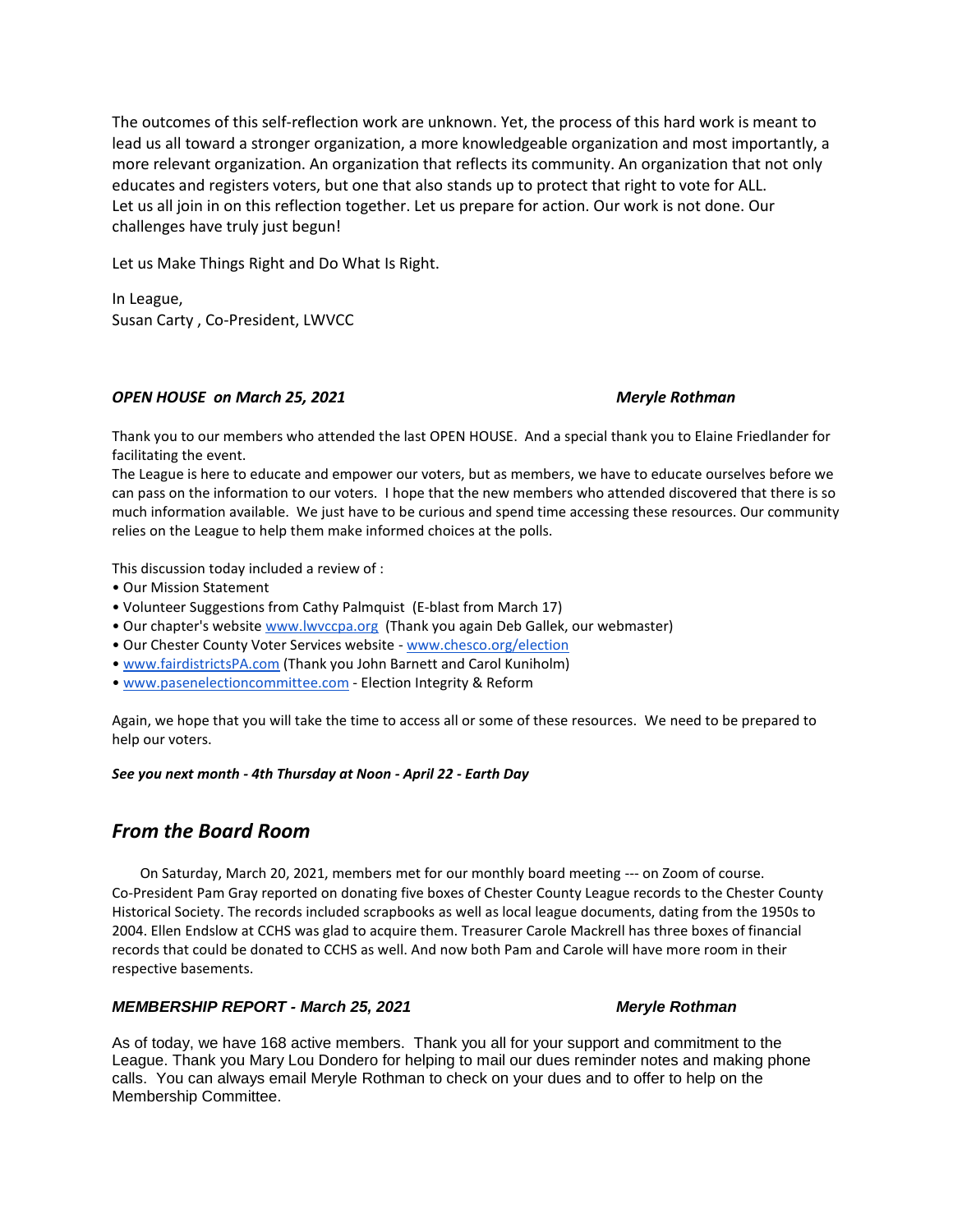The outcomes of this self-reflection work are unknown. Yet, the process of this hard work is meant to lead us all toward a stronger organization, a more knowledgeable organization and most importantly, a more relevant organization. An organization that reflects its community. An organization that not only educates and registers voters, but one that also stands up to protect that right to vote for ALL.
Let us all join in on this reflection together. Let us prepare for action. Our work is not done. Our challenges have truly just begun!

Let us Make Things Right and Do What Is Right.

In League,
Susan Carty , Co-President, LWVCC

***OPEN HOUSE on March 25, 2021*** ***Meryle Rothman***

Thank you to our members who attended the last OPEN HOUSE. And a special thank you to Elaine Friedlander for facilitating the event.
The League is here to educate and empower our voters, but as members, we have to educate ourselves before we can pass on the information to our voters. I hope that the new members who attended discovered that there is so much information available. We just have to be curious and spend time accessing these resources. Our community relies on the League to help them make informed choices at the polls.

This discussion today included a review of :

- Our Mission Statement
- Volunteer Suggestions from Cathy Palmquist (E-blast from March 17)
- Our chapter's website www.lwvccpa.org (Thank you again Deb Gallek, our webmaster)
- Our Chester County Voter Services website - www.chesco.org/election
- www.fairdistrictsPA.com (Thank you John Barnett and Carol Kuniholm)
- www.pasenelectioncommittee.com - Election Integrity & Reform

Again, we hope that you will take the time to access all or some of these resources. We need to be prepared to help our voters.

***See you next month - 4th Thursday at Noon - April 22 - Earth Day***

## *From the Board Room*

On Saturday, March 20, 2021, members met for our monthly board meeting --- on Zoom of course. Co-President Pam Gray reported on donating five boxes of Chester County League records to the Chester County Historical Society. The records included scrapbooks as well as local league documents, dating from the 1950s to 2004. Ellen Endslow at CCHS was glad to acquire them. Treasurer Carole Mackrell has three boxes of financial records that could be donated to CCHS as well. And now both Pam and Carole will have more room in their respective basements.

***MEMBERSHIP REPORT - March 25, 2021*** ***Meryle Rothman***

As of today, we have 168 active members. Thank you all for your support and commitment to the League. Thank you Mary Lou Dondero for helping to mail our dues reminder notes and making phone calls. You can always email Meryle Rothman to check on your dues and to offer to help on the Membership Committee.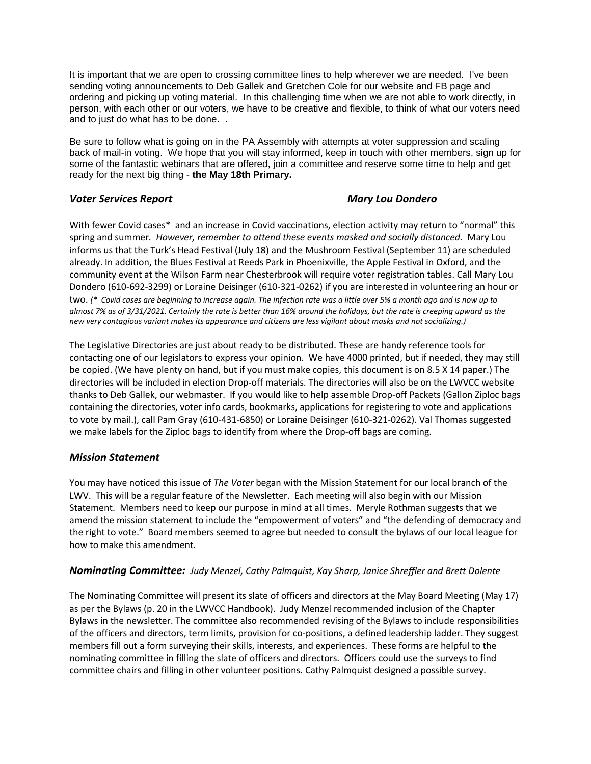It is important that we are open to crossing committee lines to help wherever we are needed. I've been sending voting announcements to Deb Gallek and Gretchen Cole for our website and FB page and ordering and picking up voting material. In this challenging time when we are not able to work directly, in person, with each other or our voters, we have to be creative and flexible, to think of what our voters need and to just do what has to be done. .

Be sure to follow what is going on in the PA Assembly with attempts at voter suppression and scaling back of mail-in voting. We hope that you will stay informed, keep in touch with other members, sign up for some of the fantastic webinars that are offered, join a committee and reserve some time to help and get ready for the next big thing - **the May 18th Primary.**

### *Voter Services Report* *Mary Lou Dondero*

With fewer Covid cases* and an increase in Covid vaccinations, election activity may return to "normal" this spring and summer. *However, remember to attend these events masked and socially distanced.* Mary Lou informs us that the Turk's Head Festival (July 18) and the Mushroom Festival (September 11) are scheduled already. In addition, the Blues Festival at Reeds Park in Phoenixville, the Apple Festival in Oxford, and the community event at the Wilson Farm near Chesterbrook will require voter registration tables. Call Mary Lou Dondero (610-692-3299) or Loraine Deisinger (610-321-0262) if you are interested in volunteering an hour or two. *(* Covid cases are beginning to increase again. The infection rate was a little over 5% a month ago and is now up to almost 7% as of 3/31/2021. Certainly the rate is better than 16% around the holidays, but the rate is creeping upward as the new very contagious variant makes its appearance and citizens are less vigilant about masks and not socializing.)*

The Legislative Directories are just about ready to be distributed. These are handy reference tools for contacting one of our legislators to express your opinion. We have 4000 printed, but if needed, they may still be copied. (We have plenty on hand, but if you must make copies, this document is on 8.5 X 14 paper.) The directories will be included in election Drop-off materials. The directories will also be on the LWVCC website thanks to Deb Gallek, our webmaster. If you would like to help assemble Drop-off Packets (Gallon Ziploc bags containing the directories, voter info cards, bookmarks, applications for registering to vote and applications to vote by mail.), call Pam Gray (610-431-6850) or Loraine Deisinger (610-321-0262). Val Thomas suggested we make labels for the Ziploc bags to identify from where the Drop-off bags are coming.

### *Mission Statement*

You may have noticed this issue of *The Voter* began with the Mission Statement for our local branch of the LWV. This will be a regular feature of the Newsletter. Each meeting will also begin with our Mission Statement. Members need to keep our purpose in mind at all times. Meryle Rothman suggests that we amend the mission statement to include the "empowerment of voters" and "the defending of democracy and the right to vote." Board members seemed to agree but needed to consult the bylaws of our local league for how to make this amendment.

### *Nominating Committee: Judy Menzel, Cathy Palmquist, Kay Sharp, Janice Shreffler and Brett Dolente*

The Nominating Committee will present its slate of officers and directors at the May Board Meeting (May 17) as per the Bylaws (p. 20 in the LWVCC Handbook). Judy Menzel recommended inclusion of the Chapter Bylaws in the newsletter. The committee also recommended revising of the Bylaws to include responsibilities of the officers and directors, term limits, provision for co-positions, a defined leadership ladder. They suggest members fill out a form surveying their skills, interests, and experiences. These forms are helpful to the nominating committee in filling the slate of officers and directors. Officers could use the surveys to find committee chairs and filling in other volunteer positions. Cathy Palmquist designed a possible survey.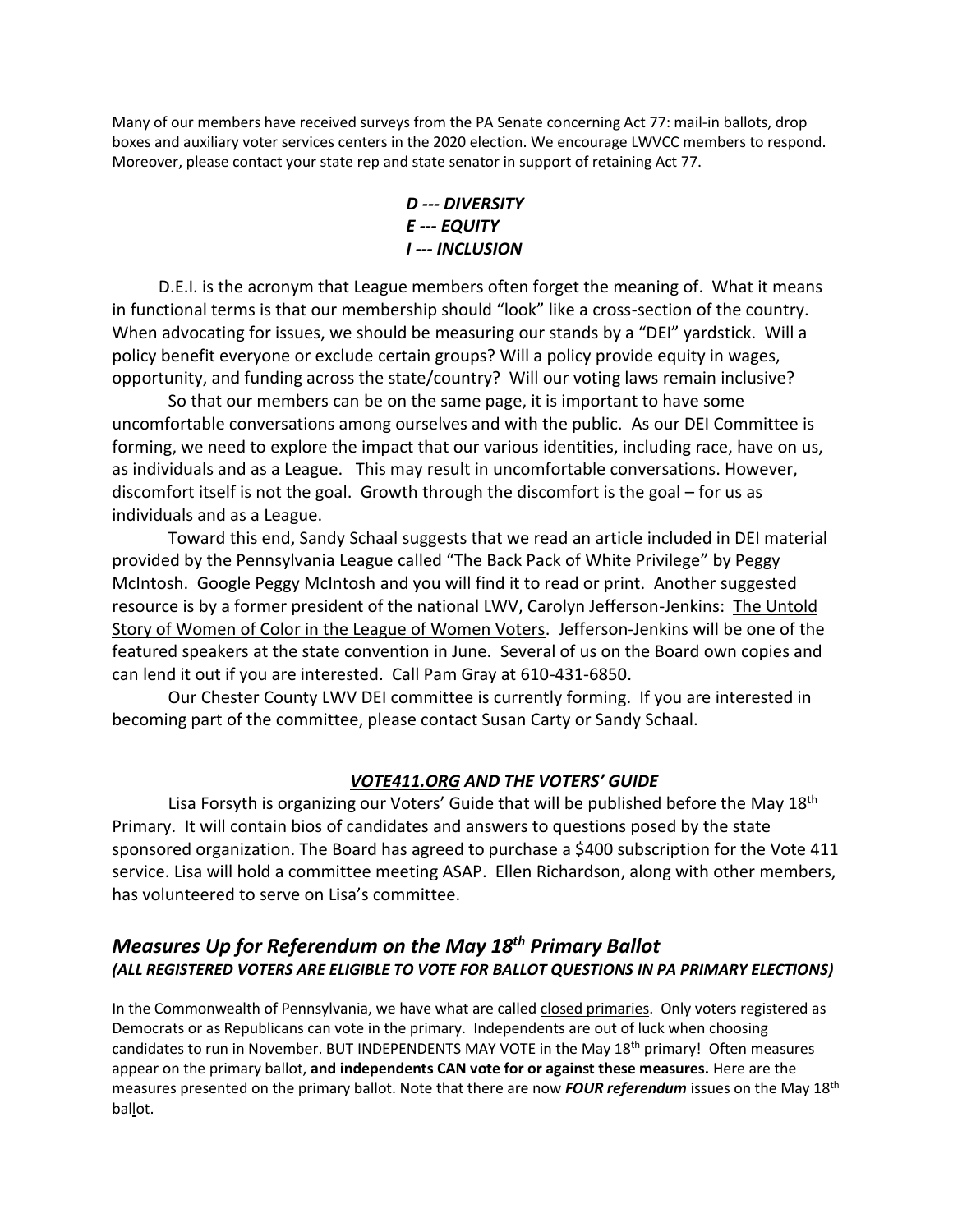Many of our members have received surveys from the PA Senate concerning Act 77: mail-in ballots, drop boxes and auxiliary voter services centers in the 2020 election. We encourage LWVCC members to respond. Moreover, please contact your state rep and state senator in support of retaining Act 77.

***D --- DIVERSITY***
***E --- EQUITY***
***I --- INCLUSION***

D.E.I. is the acronym that League members often forget the meaning of. What it means in functional terms is that our membership should "look" like a cross-section of the country. When advocating for issues, we should be measuring our stands by a "DEI" yardstick. Will a policy benefit everyone or exclude certain groups? Will a policy provide equity in wages, opportunity, and funding across the state/country? Will our voting laws remain inclusive?

So that our members can be on the same page, it is important to have some uncomfortable conversations among ourselves and with the public. As our DEI Committee is forming, we need to explore the impact that our various identities, including race, have on us, as individuals and as a League. This may result in uncomfortable conversations. However, discomfort itself is not the goal. Growth through the discomfort is the goal – for us as individuals and as a League.

Toward this end, Sandy Schaal suggests that we read an article included in DEI material provided by the Pennsylvania League called "The Back Pack of White Privilege" by Peggy McIntosh. Google Peggy McIntosh and you will find it to read or print. Another suggested resource is by a former president of the national LWV, Carolyn Jefferson-Jenkins: The Untold Story of Women of Color in the League of Women Voters. Jefferson-Jenkins will be one of the featured speakers at the state convention in June. Several of us on the Board own copies and can lend it out if you are interested. Call Pam Gray at 610-431-6850.

Our Chester County LWV DEI committee is currently forming. If you are interested in becoming part of the committee, please contact Susan Carty or Sandy Schaal.

***VOTE411.ORG AND THE VOTERS' GUIDE***

Lisa Forsyth is organizing our Voters' Guide that will be published before the May 18th Primary. It will contain bios of candidates and answers to questions posed by the state sponsored organization. The Board has agreed to purchase a $400 subscription for the Vote 411 service. Lisa will hold a committee meeting ASAP. Ellen Richardson, along with other members, has volunteered to serve on Lisa's committee.

## *Measures Up for Referendum on the May 18th Primary Ballot*

***(ALL REGISTERED VOTERS ARE ELIGIBLE TO VOTE FOR BALLOT QUESTIONS IN PA PRIMARY ELECTIONS)***

In the Commonwealth of Pennsylvania, we have what are called closed primaries. Only voters registered as Democrats or as Republicans can vote in the primary. Independents are out of luck when choosing candidates to run in November. BUT INDEPENDENTS MAY VOTE in the May 18th primary! Often measures appear on the primary ballot, **and independents CAN vote for or against these measures.** Here are the measures presented on the primary ballot. Note that there are now ***FOUR referendum*** issues on the May 18th ballot.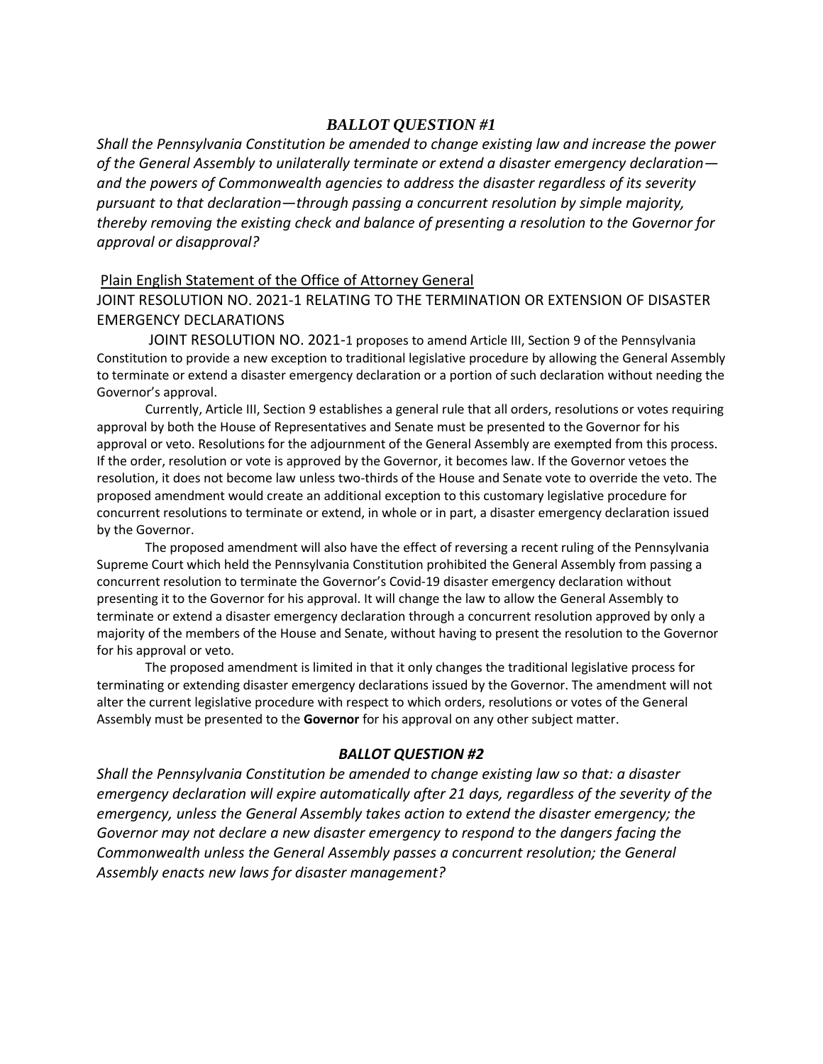## *BALLOT QUESTION #1*

*Shall the Pennsylvania Constitution be amended to change existing law and increase the power of the General Assembly to unilaterally terminate or extend a disaster emergency declaration—and the powers of Commonwealth agencies to address the disaster regardless of its severity pursuant to that declaration—through passing a concurrent resolution by simple majority, thereby removing the existing check and balance of presenting a resolution to the Governor for approval or disapproval?*

Plain English Statement of the Office of Attorney General

JOINT RESOLUTION NO. 2021-1 RELATING TO THE TERMINATION OR EXTENSION OF DISASTER EMERGENCY DECLARATIONS

JOINT RESOLUTION NO. 2021-1 proposes to amend Article III, Section 9 of the Pennsylvania Constitution to provide a new exception to traditional legislative procedure by allowing the General Assembly to terminate or extend a disaster emergency declaration or a portion of such declaration without needing the Governor's approval.

Currently, Article III, Section 9 establishes a general rule that all orders, resolutions or votes requiring approval by both the House of Representatives and Senate must be presented to the Governor for his approval or veto. Resolutions for the adjournment of the General Assembly are exempted from this process. If the order, resolution or vote is approved by the Governor, it becomes law. If the Governor vetoes the resolution, it does not become law unless two-thirds of the House and Senate vote to override the veto. The proposed amendment would create an additional exception to this customary legislative procedure for concurrent resolutions to terminate or extend, in whole or in part, a disaster emergency declaration issued by the Governor.

The proposed amendment will also have the effect of reversing a recent ruling of the Pennsylvania Supreme Court which held the Pennsylvania Constitution prohibited the General Assembly from passing a concurrent resolution to terminate the Governor's Covid-19 disaster emergency declaration without presenting it to the Governor for his approval. It will change the law to allow the General Assembly to terminate or extend a disaster emergency declaration through a concurrent resolution approved by only a majority of the members of the House and Senate, without having to present the resolution to the Governor for his approval or veto.

The proposed amendment is limited in that it only changes the traditional legislative process for terminating or extending disaster emergency declarations issued by the Governor. The amendment will not alter the current legislative procedure with respect to which orders, resolutions or votes of the General Assembly must be presented to the **Governor** for his approval on any other subject matter.

## *BALLOT QUESTION #2*

*Shall the Pennsylvania Constitution be amended to change existing law so that: a disaster emergency declaration will expire automatically after 21 days, regardless of the severity of the emergency, unless the General Assembly takes action to extend the disaster emergency; the Governor may not declare a new disaster emergency to respond to the dangers facing the Commonwealth unless the General Assembly passes a concurrent resolution; the General Assembly enacts new laws for disaster management?*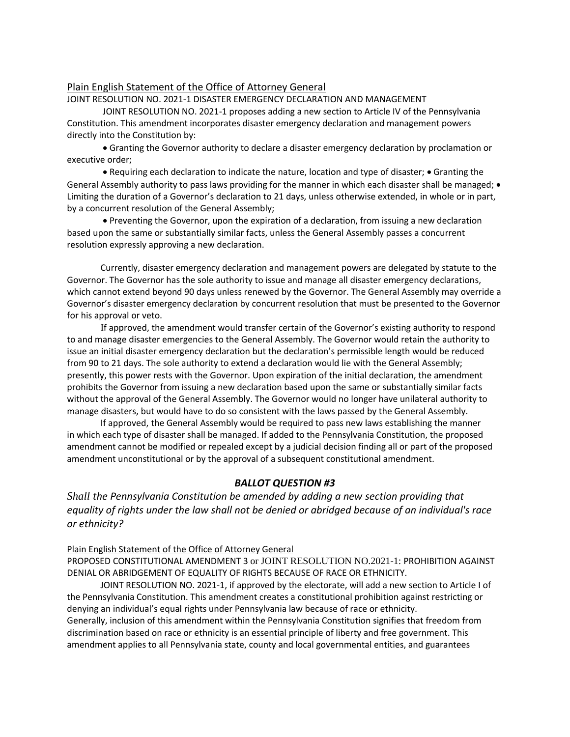Plain English Statement of the Office of Attorney General

JOINT RESOLUTION NO. 2021-1 DISASTER EMERGENCY DECLARATION AND MANAGEMENT

JOINT RESOLUTION NO. 2021-1 proposes adding a new section to Article IV of the Pennsylvania Constitution. This amendment incorporates disaster emergency declaration and management powers directly into the Constitution by:

- Granting the Governor authority to declare a disaster emergency declaration by proclamation or executive order;
- Requiring each declaration to indicate the nature, location and type of disaster;
- Granting the General Assembly authority to pass laws providing for the manner in which each disaster shall be managed;
- Limiting the duration of a Governor's declaration to 21 days, unless otherwise extended, in whole or in part, by a concurrent resolution of the General Assembly;
- Preventing the Governor, upon the expiration of a declaration, from issuing a new declaration based upon the same or substantially similar facts, unless the General Assembly passes a concurrent resolution expressly approving a new declaration.

Currently, disaster emergency declaration and management powers are delegated by statute to the Governor. The Governor has the sole authority to issue and manage all disaster emergency declarations, which cannot extend beyond 90 days unless renewed by the Governor. The General Assembly may override a Governor's disaster emergency declaration by concurrent resolution that must be presented to the Governor for his approval or veto.

If approved, the amendment would transfer certain of the Governor's existing authority to respond to and manage disaster emergencies to the General Assembly. The Governor would retain the authority to issue an initial disaster emergency declaration but the declaration's permissible length would be reduced from 90 to 21 days. The sole authority to extend a declaration would lie with the General Assembly; presently, this power rests with the Governor. Upon expiration of the initial declaration, the amendment prohibits the Governor from issuing a new declaration based upon the same or substantially similar facts without the approval of the General Assembly. The Governor would no longer have unilateral authority to manage disasters, but would have to do so consistent with the laws passed by the General Assembly.

If approved, the General Assembly would be required to pass new laws establishing the manner in which each type of disaster shall be managed. If added to the Pennsylvania Constitution, the proposed amendment cannot be modified or repealed except by a judicial decision finding all or part of the proposed amendment unconstitutional or by the approval of a subsequent constitutional amendment.

### *BALLOT QUESTION #3*

*Shall the Pennsylvania Constitution be amended by adding a new section providing that equality of rights under the law shall not be denied or abridged because of an individual's race or ethnicity?*

Plain English Statement of the Office of Attorney General

PROPOSED CONSTITUTIONAL AMENDMENT 3 or JOINT RESOLUTION NO.2021-1: PROHIBITION AGAINST DENIAL OR ABRIDGEMENT OF EQUALITY OF RIGHTS BECAUSE OF RACE OR ETHNICITY.

JOINT RESOLUTION NO. 2021-1, if approved by the electorate, will add a new section to Article I of the Pennsylvania Constitution. This amendment creates a constitutional prohibition against restricting or denying an individual's equal rights under Pennsylvania law because of race or ethnicity.

Generally, inclusion of this amendment within the Pennsylvania Constitution signifies that freedom from discrimination based on race or ethnicity is an essential principle of liberty and free government. This amendment applies to all Pennsylvania state, county and local governmental entities, and guarantees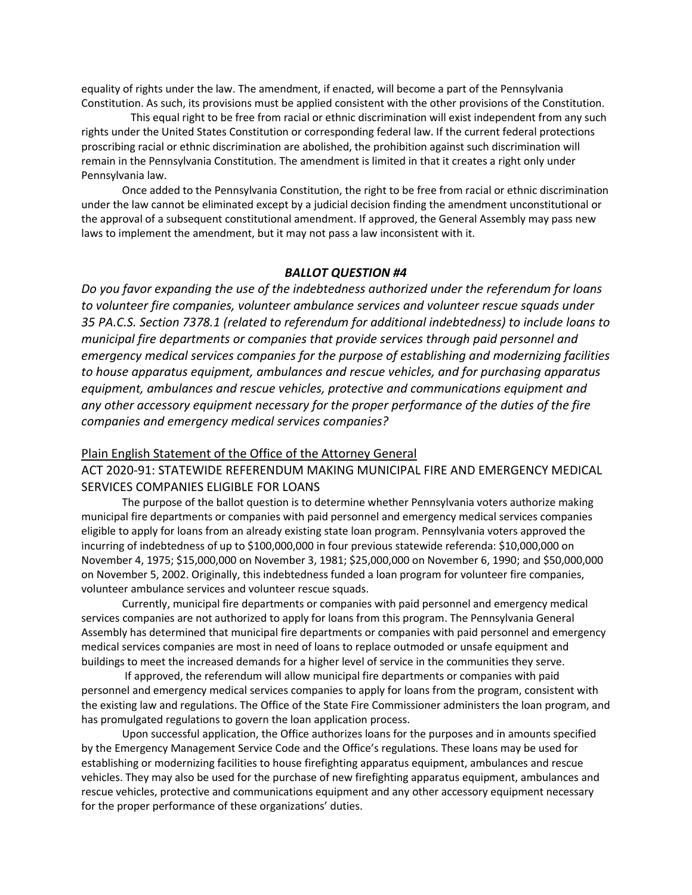equality of rights under the law. The amendment, if enacted, will become a part of the Pennsylvania Constitution. As such, its provisions must be applied consistent with the other provisions of the Constitution.

This equal right to be free from racial or ethnic discrimination will exist independent from any such rights under the United States Constitution or corresponding federal law. If the current federal protections proscribing racial or ethnic discrimination are abolished, the prohibition against such discrimination will remain in the Pennsylvania Constitution. The amendment is limited in that it creates a right only under Pennsylvania law.

Once added to the Pennsylvania Constitution, the right to be free from racial or ethnic discrimination under the law cannot be eliminated except by a judicial decision finding the amendment unconstitutional or the approval of a subsequent constitutional amendment. If approved, the General Assembly may pass new laws to implement the amendment, but it may not pass a law inconsistent with it.

### ***BALLOT QUESTION #4***

*Do you favor expanding the use of the indebtedness authorized under the referendum for loans to volunteer fire companies, volunteer ambulance services and volunteer rescue squads under 35 PA.C.S. Section 7378.1 (related to referendum for additional indebtedness) to include loans to municipal fire departments or companies that provide services through paid personnel and emergency medical services companies for the purpose of establishing and modernizing facilities to house apparatus equipment, ambulances and rescue vehicles, and for purchasing apparatus equipment, ambulances and rescue vehicles, protective and communications equipment and any other accessory equipment necessary for the proper performance of the duties of the fire companies and emergency medical services companies?*

Plain English Statement of the Office of the Attorney General

ACT 2020-91: STATEWIDE REFERENDUM MAKING MUNICIPAL FIRE AND EMERGENCY MEDICAL SERVICES COMPANIES ELIGIBLE FOR LOANS

The purpose of the ballot question is to determine whether Pennsylvania voters authorize making municipal fire departments or companies with paid personnel and emergency medical services companies eligible to apply for loans from an already existing state loan program. Pennsylvania voters approved the incurring of indebtedness of up to $100,000,000 in four previous statewide referenda: $10,000,000 on November 4, 1975; $15,000,000 on November 3, 1981; $25,000,000 on November 6, 1990; and $50,000,000 on November 5, 2002. Originally, this indebtedness funded a loan program for volunteer fire companies, volunteer ambulance services and volunteer rescue squads.

Currently, municipal fire departments or companies with paid personnel and emergency medical services companies are not authorized to apply for loans from this program. The Pennsylvania General Assembly has determined that municipal fire departments or companies with paid personnel and emergency medical services companies are most in need of loans to replace outmoded or unsafe equipment and buildings to meet the increased demands for a higher level of service in the communities they serve.

If approved, the referendum will allow municipal fire departments or companies with paid personnel and emergency medical services companies to apply for loans from the program, consistent with the existing law and regulations. The Office of the State Fire Commissioner administers the loan program, and has promulgated regulations to govern the loan application process.

Upon successful application, the Office authorizes loans for the purposes and in amounts specified by the Emergency Management Service Code and the Office's regulations. These loans may be used for establishing or modernizing facilities to house firefighting apparatus equipment, ambulances and rescue vehicles. They may also be used for the purchase of new firefighting apparatus equipment, ambulances and rescue vehicles, protective and communications equipment and any other accessory equipment necessary for the proper performance of these organizations' duties.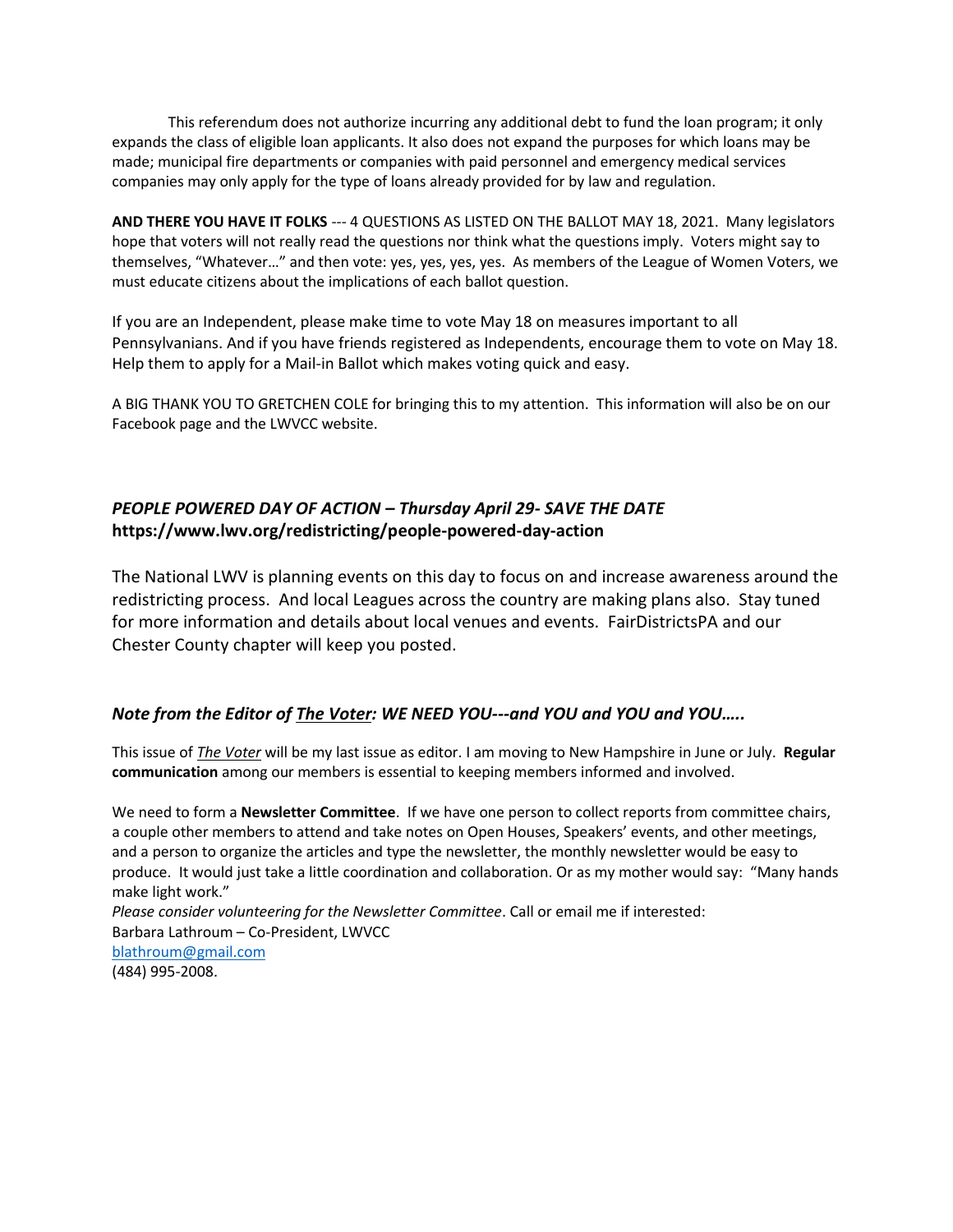This referendum does not authorize incurring any additional debt to fund the loan program; it only expands the class of eligible loan applicants. It also does not expand the purposes for which loans may be made; municipal fire departments or companies with paid personnel and emergency medical services companies may only apply for the type of loans already provided for by law and regulation.

**AND THERE YOU HAVE IT FOLKS** --- 4 QUESTIONS AS LISTED ON THE BALLOT MAY 18, 2021. Many legislators hope that voters will not really read the questions nor think what the questions imply. Voters might say to themselves, "Whatever…" and then vote: yes, yes, yes, yes. As members of the League of Women Voters, we must educate citizens about the implications of each ballot question.

If you are an Independent, please make time to vote May 18 on measures important to all Pennsylvanians. And if you have friends registered as Independents, encourage them to vote on May 18. Help them to apply for a Mail-in Ballot which makes voting quick and easy.

A BIG THANK YOU TO GRETCHEN COLE for bringing this to my attention. This information will also be on our Facebook page and the LWVCC website.

### *PEOPLE POWERED DAY OF ACTION – Thursday April 29- SAVE THE DATE*
### https://www.lwv.org/redistricting/people-powered-day-action

The National LWV is planning events on this day to focus on and increase awareness around the redistricting process. And local Leagues across the country are making plans also. Stay tuned for more information and details about local venues and events. FairDistrictsPA and our Chester County chapter will keep you posted.

### *Note from the Editor of The Voter: WE NEED YOU---and YOU and YOU and YOU…..*

This issue of *The Voter* will be my last issue as editor. I am moving to New Hampshire in June or July. **Regular communication** among our members is essential to keeping members informed and involved.

We need to form a **Newsletter Committee**. If we have one person to collect reports from committee chairs, a couple other members to attend and take notes on Open Houses, Speakers' events, and other meetings, and a person to organize the articles and type the newsletter, the monthly newsletter would be easy to produce. It would just take a little coordination and collaboration. Or as my mother would say: "Many hands make light work."

*Please consider volunteering for the Newsletter Committee*. Call or email me if interested:
Barbara Lathroum – Co-President, LWVCC
blathroum@gmail.com
(484) 995-2008.